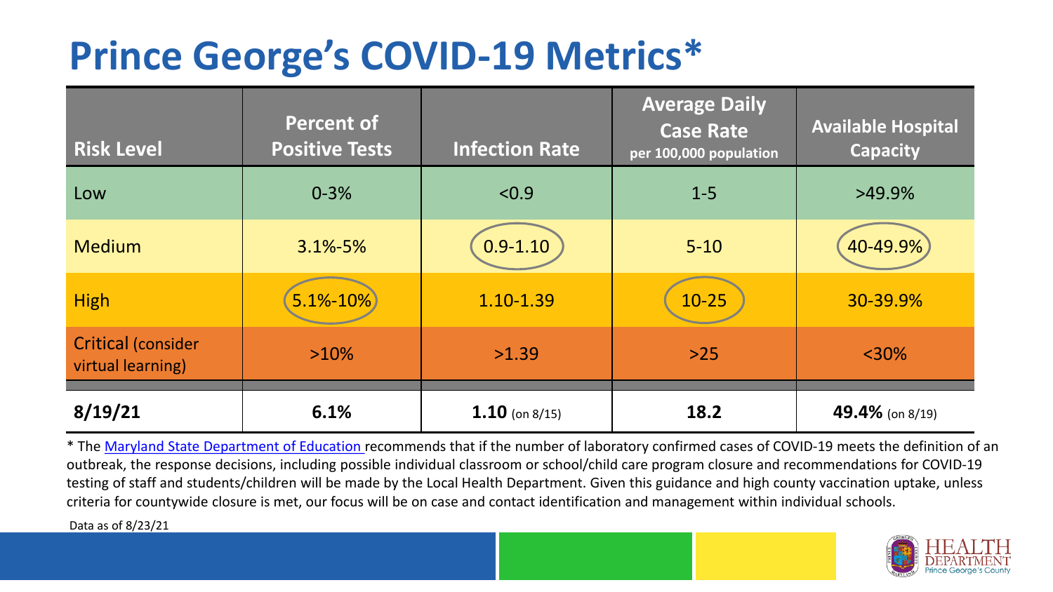# Prince George's COVID-19 Metrics*

| Risk Level | Percent of Positive Tests | Infection Rate | Average Daily Case Rate per 100,000 population | Available Hospital Capacity |
|---|---|---|---|---|
| Low | 0-3% | <0.9 | 1-5 | >49.9% |
| Medium | 3.1%-5% | 0.9-1.10 | 5-10 | 40-49.9% |
| High | 5.1%-10% | 1.10-1.39 | 10-25 | 30-39.9% |
| Critical (consider virtual learning) | >10% | >1.39 | >25 | <30% |
| **8/19/21** | **6.1%** | **1.10** (on 8/15) | **18.2** | **49.4%** (on 8/19) |

* The Maryland State Department of Education recommends that if the number of laboratory confirmed cases of COVID-19 meets the definition of an outbreak, the response decisions, including possible individual classroom or school/child care program closure and recommendations for COVID-19 testing of staff and students/children will be made by the Local Health Department. Given this guidance and high county vaccination uptake, unless criteria for countywide closure is met, our focus will be on case and contact identification and management within individual schools.

Data as of 8/23/21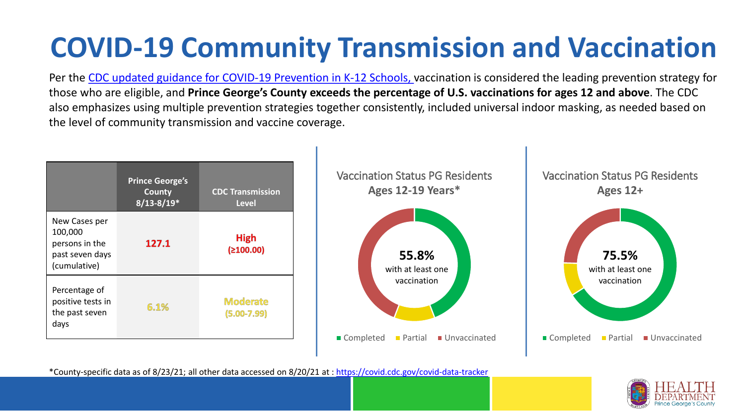# COVID-19 Community Transmission and Vaccination

Per the [CDC updated guidance for COVID-19 Prevention in K-12 Schools,](https://www.cdc.gov) vaccination is considered the leading prevention strategy for those who are eligible, and **Prince George's County exceeds the percentage of U.S. vaccinations for ages 12 and above**. The CDC also emphasizes using multiple prevention strategies together consistently, included universal indoor masking, as needed based on the level of community transmission and vaccine coverage.

| | Prince George's County 8/13-8/19* | CDC Transmission Level |
|---|---|---|
| New Cases per 100,000 persons in the past seven days (cumulative) | **127.1** | **High (≥100.00)** |
| Percentage of positive tests in the past seven days | 6.1% | Moderate (5.00-7.99) |

Vaccination Status PG Residents
**Ages 12-19 Years***

**55.8%** with at least one vaccination

Completed | Partial | Unvaccinated

Vaccination Status PG Residents
**Ages 12+**

**75.5%** with at least one vaccination

Completed | Partial | Unvaccinated

*County-specific data as of 8/23/21; all other data accessed on 8/20/21 at : https://covid.cdc.gov/covid-data-tracker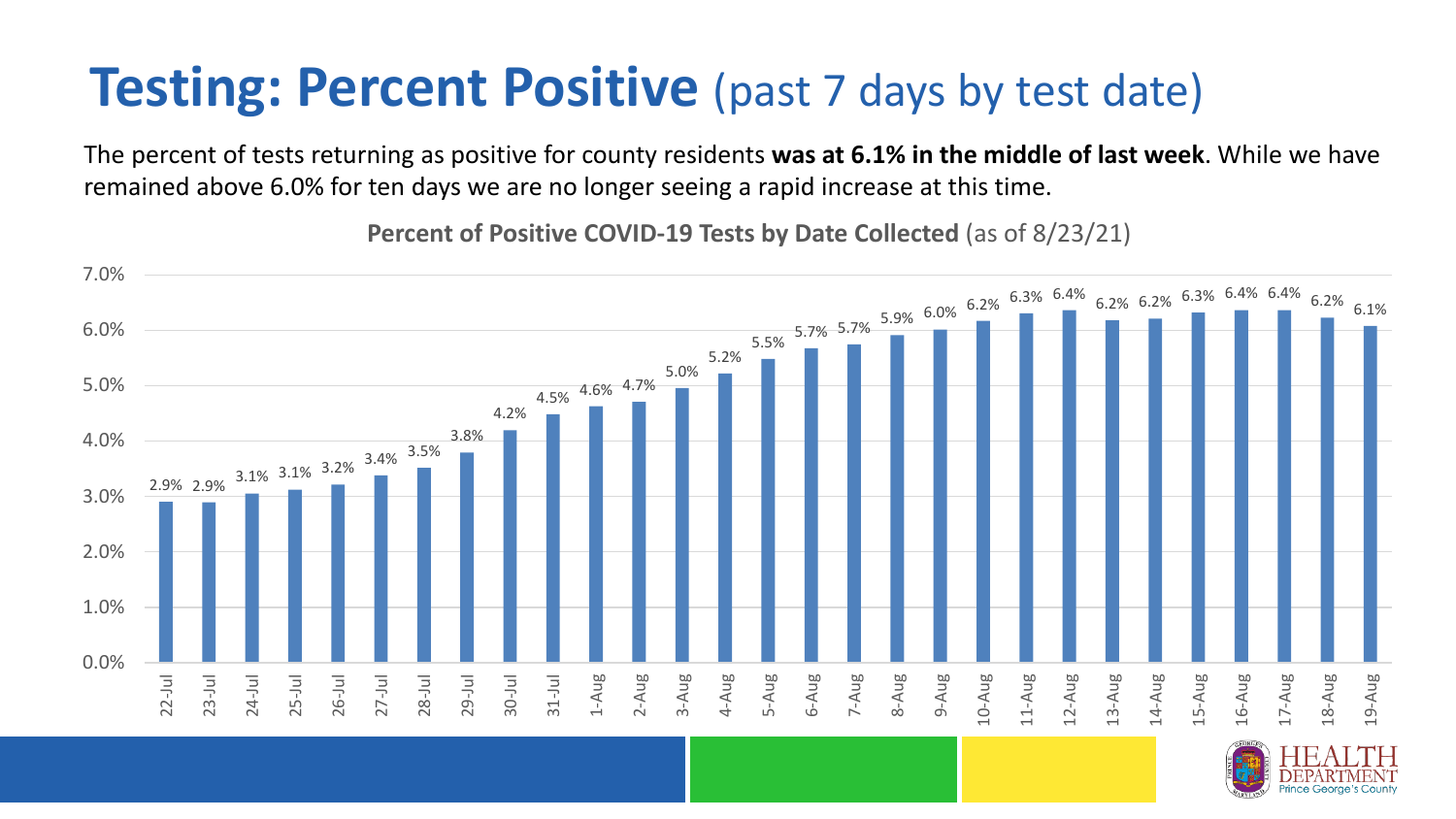# **Testing: Percent Positive** (past 7 days by test date)

The percent of tests returning as positive for county residents **was at 6.1% in the middle of last week**. While we have remained above 6.0% for ten days we are no longer seeing a rapid increase at this time.

**Percent of Positive COVID-19 Tests by Date Collected** (as of 8/23/21)

| Date | Percent Positive |
|---|---|
| 22-Jul | 2.9% |
| 23-Jul | 2.9% |
| 24-Jul | 3.1% |
| 25-Jul | 3.1% |
| 26-Jul | 3.2% |
| 27-Jul | 3.4% |
| 28-Jul | 3.5% |
| 29-Jul | 3.8% |
| 30-Jul | 4.2% |
| 31-Jul | 4.5% |
| 1-Aug | 4.6% |
| 2-Aug | 4.7% |
| 3-Aug | 5.0% |
| 4-Aug | 5.2% |
| 5-Aug | 5.5% |
| 6-Aug | 5.7% |
| 7-Aug | 5.7% |
| 8-Aug | 5.9% |
| 9-Aug | 6.0% |
| 10-Aug | 6.2% |
| 11-Aug | 6.3% |
| 12-Aug | 6.4% |
| 13-Aug | 6.2% |
| 14-Aug | 6.2% |
| 15-Aug | 6.3% |
| 16-Aug | 6.4% |
| 17-Aug | 6.4% |
| 18-Aug | 6.2% |
| 19-Aug | 6.1% |

HEALTH DEPARTMENT Prince George's County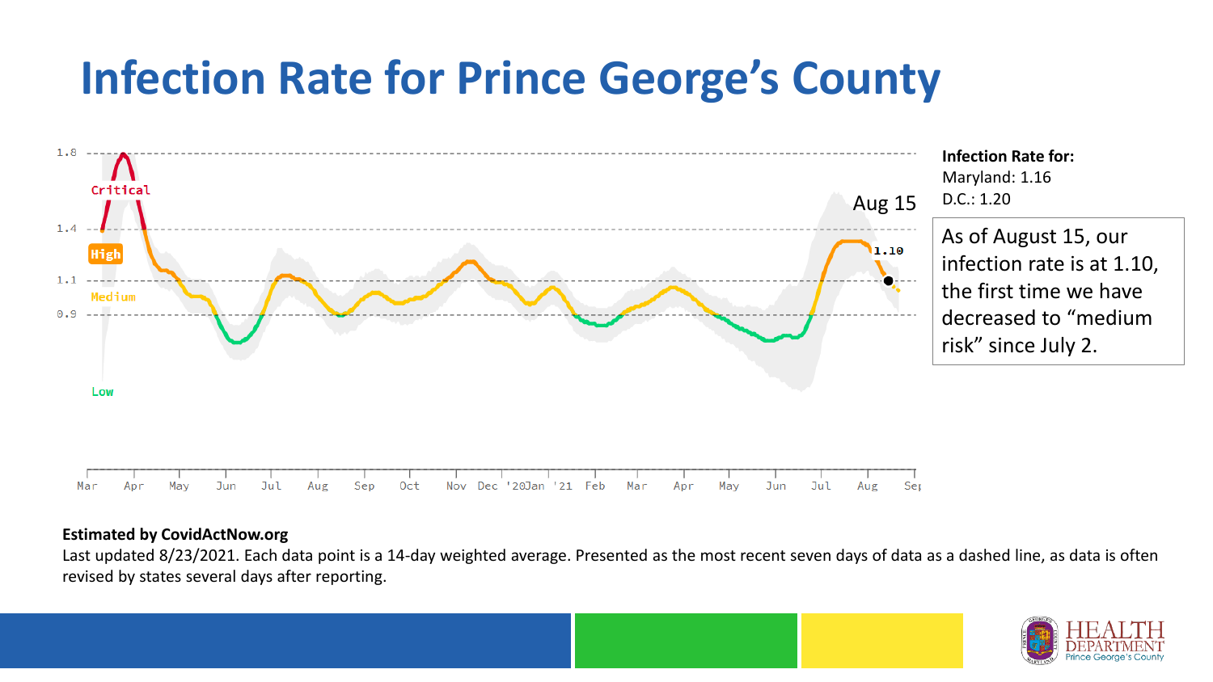# Infection Rate for Prince George's County

**Infection Rate for:**
Maryland: 1.16
D.C.: 1.20

As of August 15, our infection rate is at 1.10, the first time we have decreased to "medium risk" since July 2.

**Estimated by CovidActNow.org**

Last updated 8/23/2021. Each data point is a 14-day weighted average. Presented as the most recent seven days of data as a dashed line, as data is often revised by states several days after reporting.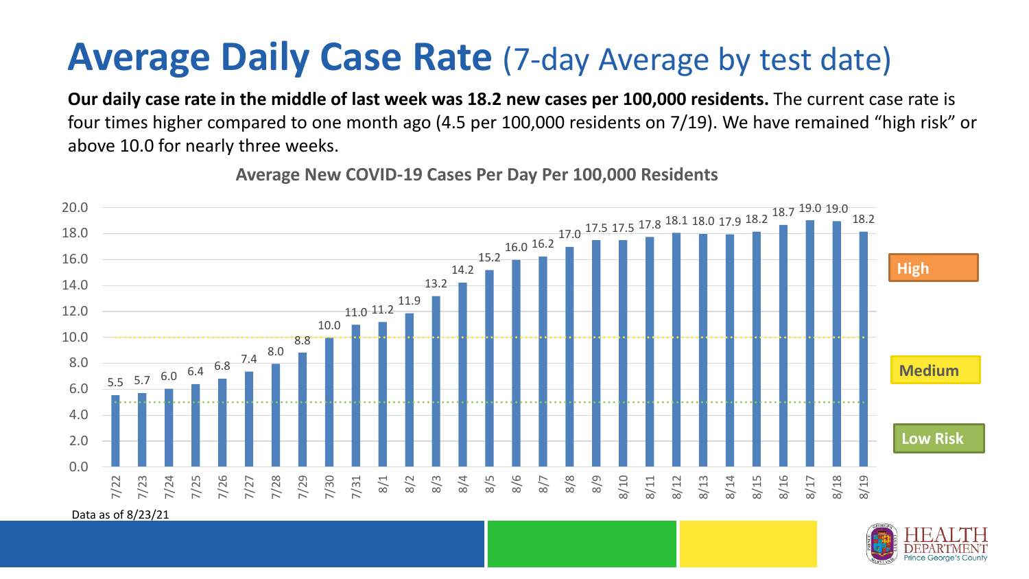# Average Daily Case Rate (7-day Average by test date)

**Our daily case rate in the middle of last week was 18.2 new cases per 100,000 residents.** The current case rate is four times higher compared to one month ago (4.5 per 100,000 residents on 7/19). We have remained "high risk" or above 10.0 for nearly three weeks.

**Average New COVID-19 Cases Per Day Per 100,000 Residents**

| Date | Cases per 100,000 |
| --- | --- |
| 7/22 | 5.5 |
| 7/23 | 5.7 |
| 7/24 | 6.0 |
| 7/25 | 6.4 |
| 7/26 | 6.8 |
| 7/27 | 7.4 |
| 7/28 | 8.0 |
| 7/29 | 8.8 |
| 7/30 | 10.0 |
| 7/31 | 11.0 |
| 8/1 | 11.2 |
| 8/2 | 11.9 |
| 8/3 | 13.2 |
| 8/4 | 14.2 |
| 8/5 | 15.2 |
| 8/6 | 16.0 |
| 8/7 | 16.2 |
| 8/8 | 17.0 |
| 8/9 | 17.5 |
| 8/10 | 17.5 |
| 8/11 | 17.8 |
| 8/12 | 18.1 |
| 8/13 | 18.0 |
| 8/14 | 17.9 |
| 8/15 | 18.2 |
| 8/16 | 18.7 |
| 8/17 | 19.0 |
| 8/18 | 19.0 |
| 8/19 | 18.2 |

High
Medium
Low Risk

Data as of 8/23/21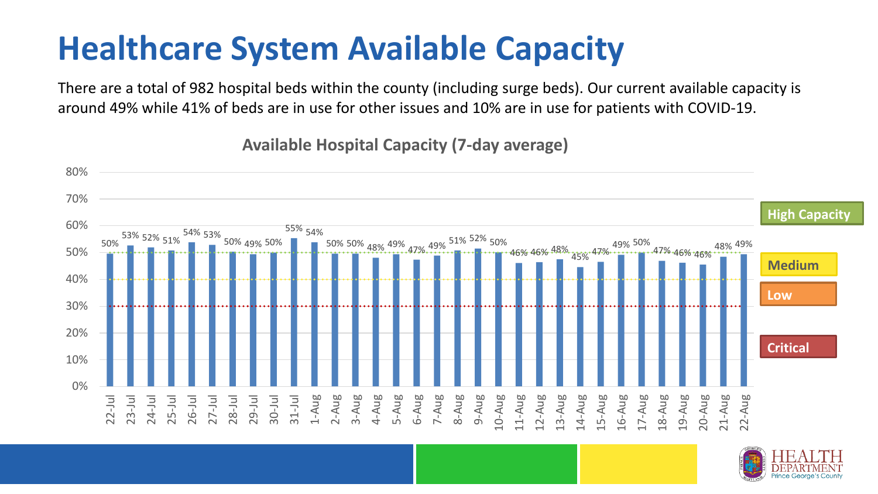# Healthcare System Available Capacity

There are a total of 982 hospital beds within the county (including surge beds). Our current available capacity is around 49% while 41% of beds are in use for other issues and 10% are in use for patients with COVID-19.

Available Hospital Capacity (7-day average)

80%
70%
60%
50%
40%
30%
20%
10%
0%

50% 53% 52% 51% 54% 53% 50% 49% 50% 55% 54% 50% 50% 48% 49% 47% 49% 51% 52% 50% 46% 46% 48% 45% 47% 49% 50% 47% 46% 46% 48% 49%

22-Jul 23-Jul 24-Jul 25-Jul 26-Jul 27-Jul 28-Jul 29-Jul 30-Jul 31-Jul 1-Aug 2-Aug 3-Aug 4-Aug 5-Aug 6-Aug 7-Aug 8-Aug 9-Aug 10-Aug 11-Aug 12-Aug 13-Aug 14-Aug 15-Aug 16-Aug 17-Aug 18-Aug 19-Aug 20-Aug 21-Aug 22-Aug

High Capacity
Medium
Low
Critical